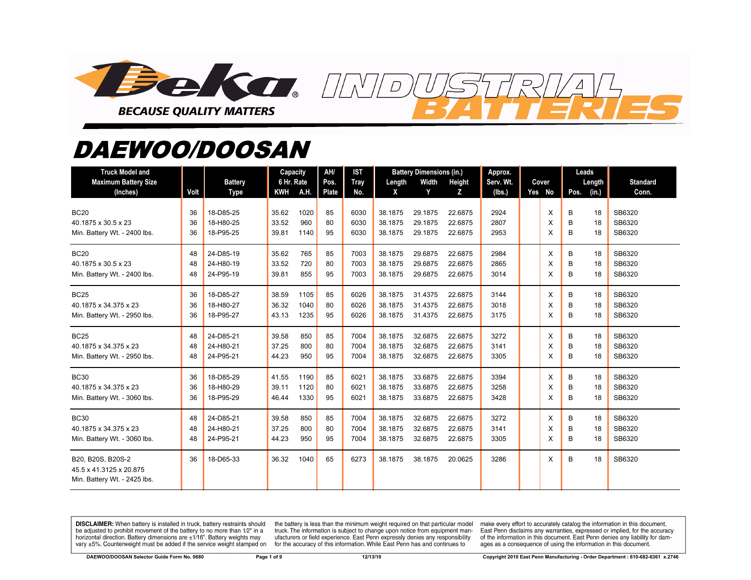# Deka INDUSTRIAL BATTERIES

BECAUSE QUALITY MATTERS

## DAEWOO/DOOSAN

| Truck Model and Maximum Battery Size (Inches) | Volt | Battery Type | Capacity 6 Hr. Rate KWH | Capacity 6 Hr. Rate A.H. | AH/ Pos. Plate | IST Tray No. | Battery Dimensions (in.) Length X | Width Y | Height Z | Approx. Serv. Wt. (lbs.) | Cover Yes | Cover No | Leads Pos. | Leads Length (in.) | Standard Conn. |
|---|---|---|---|---|---|---|---|---|---|---|---|---|---|---|---|
| BC20 | 36 | 18-D85-25 | 35.62 | 1020 | 85 | 6030 | 38.1875 | 29.1875 | 22.6875 | 2924 | | X | B | 18 | SB6320 |
| 40.1875 x 30.5 x 23 | 36 | 18-H80-25 | 33.52 | 960 | 80 | 6030 | 38.1875 | 29.1875 | 22.6875 | 2807 | | X | B | 18 | SB6320 |
| Min. Battery Wt. - 2400 lbs. | 36 | 18-P95-25 | 39.81 | 1140 | 95 | 6030 | 38.1875 | 29.1875 | 22.6875 | 2953 | | X | B | 18 | SB6320 |
| BC20 | 48 | 24-D85-19 | 35.62 | 765 | 85 | 7003 | 38.1875 | 29.6875 | 22.6875 | 2984 | | X | B | 18 | SB6320 |
| 40.1875 x 30.5 x 23 | 48 | 24-H80-19 | 33.52 | 720 | 80 | 7003 | 38.1875 | 29.6875 | 22.6875 | 2865 | | X | B | 18 | SB6320 |
| Min. Battery Wt. - 2400 lbs. | 48 | 24-P95-19 | 39.81 | 855 | 95 | 7003 | 38.1875 | 29.6875 | 22.6875 | 3014 | | X | B | 18 | SB6320 |
| BC25 | 36 | 18-D85-27 | 38.59 | 1105 | 85 | 6026 | 38.1875 | 31.4375 | 22.6875 | 3144 | | X | B | 18 | SB6320 |
| 40.1875 x 34.375 x 23 | 36 | 18-H80-27 | 36.32 | 1040 | 80 | 6026 | 38.1875 | 31.4375 | 22.6875 | 3018 | | X | B | 18 | SB6320 |
| Min. Battery Wt. - 2950 lbs. | 36 | 18-P95-27 | 43.13 | 1235 | 95 | 6026 | 38.1875 | 31.4375 | 22.6875 | 3175 | | X | B | 18 | SB6320 |
| BC25 | 48 | 24-D85-21 | 39.58 | 850 | 85 | 7004 | 38.1875 | 32.6875 | 22.6875 | 3272 | | X | B | 18 | SB6320 |
| 40.1875 x 34.375 x 23 | 48 | 24-H80-21 | 37.25 | 800 | 80 | 7004 | 38.1875 | 32.6875 | 22.6875 | 3141 | | X | B | 18 | SB6320 |
| Min. Battery Wt. - 2950 lbs. | 48 | 24-P95-21 | 44.23 | 950 | 95 | 7004 | 38.1875 | 32.6875 | 22.6875 | 3305 | | X | B | 18 | SB6320 |
| BC30 | 36 | 18-D85-29 | 41.55 | 1190 | 85 | 6021 | 38.1875 | 33.6875 | 22.6875 | 3394 | | X | B | 18 | SB6320 |
| 40.1875 x 34.375 x 23 | 36 | 18-H80-29 | 39.11 | 1120 | 80 | 6021 | 38.1875 | 33.6875 | 22.6875 | 3258 | | X | B | 18 | SB6320 |
| Min. Battery Wt. - 3060 lbs. | 36 | 18-P95-29 | 46.44 | 1330 | 95 | 6021 | 38.1875 | 33.6875 | 22.6875 | 3428 | | X | B | 18 | SB6320 |
| BC30 | 48 | 24-D85-21 | 39.58 | 850 | 85 | 7004 | 38.1875 | 32.6875 | 22.6875 | 3272 | | X | B | 18 | SB6320 |
| 40.1875 x 34.375 x 23 | 48 | 24-H80-21 | 37.25 | 800 | 80 | 7004 | 38.1875 | 32.6875 | 22.6875 | 3141 | | X | B | 18 | SB6320 |
| Min. Battery Wt. - 3060 lbs. | 48 | 24-P95-21 | 44.23 | 950 | 95 | 7004 | 38.1875 | 32.6875 | 22.6875 | 3305 | | X | B | 18 | SB6320 |
| B20, B20S, B20S-2 | 36 | 18-D65-33 | 36.32 | 1040 | 65 | 6273 | 38.1875 | 38.1875 | 20.0625 | 3286 | | X | B | 18 | SB6320 |
| 45.5 x 41.3125 x 20.875 | | | | | | | | | | | | | | | |
| Min. Battery Wt. - 2425 lbs. | | | | | | | | | | | | | | | |

**DISCLAIMER:** When battery is installed in truck, battery restraints should be adjusted to prohibit movement of the battery to no more than 1⁄2" in a horizontal direction. Battery dimensions are ±1⁄16". Battery weights may vary ±5%. Counterweight must be added if the service weight stamped on the battery is less than the minimum weight required on that particular model truck. The information is subject to change upon notice from equipment manufacturers or field experience. East Penn expressly denies any responsibility for the accuracy of this information. While East Penn has and continues to make every effort to accurately catalog the information in this document, East Penn disclaims any warranties, expressed or implied, for the accuracy of the information in this document. East Penn denies any liability for damages as a consequence of using the information in this document.

DAEWOO/DOOSAN Selector Guide Form No. 0680 — 12/13/10 — Copyright 2010 East Penn Manufacturing - Order Department : 610-682-6361 x.2746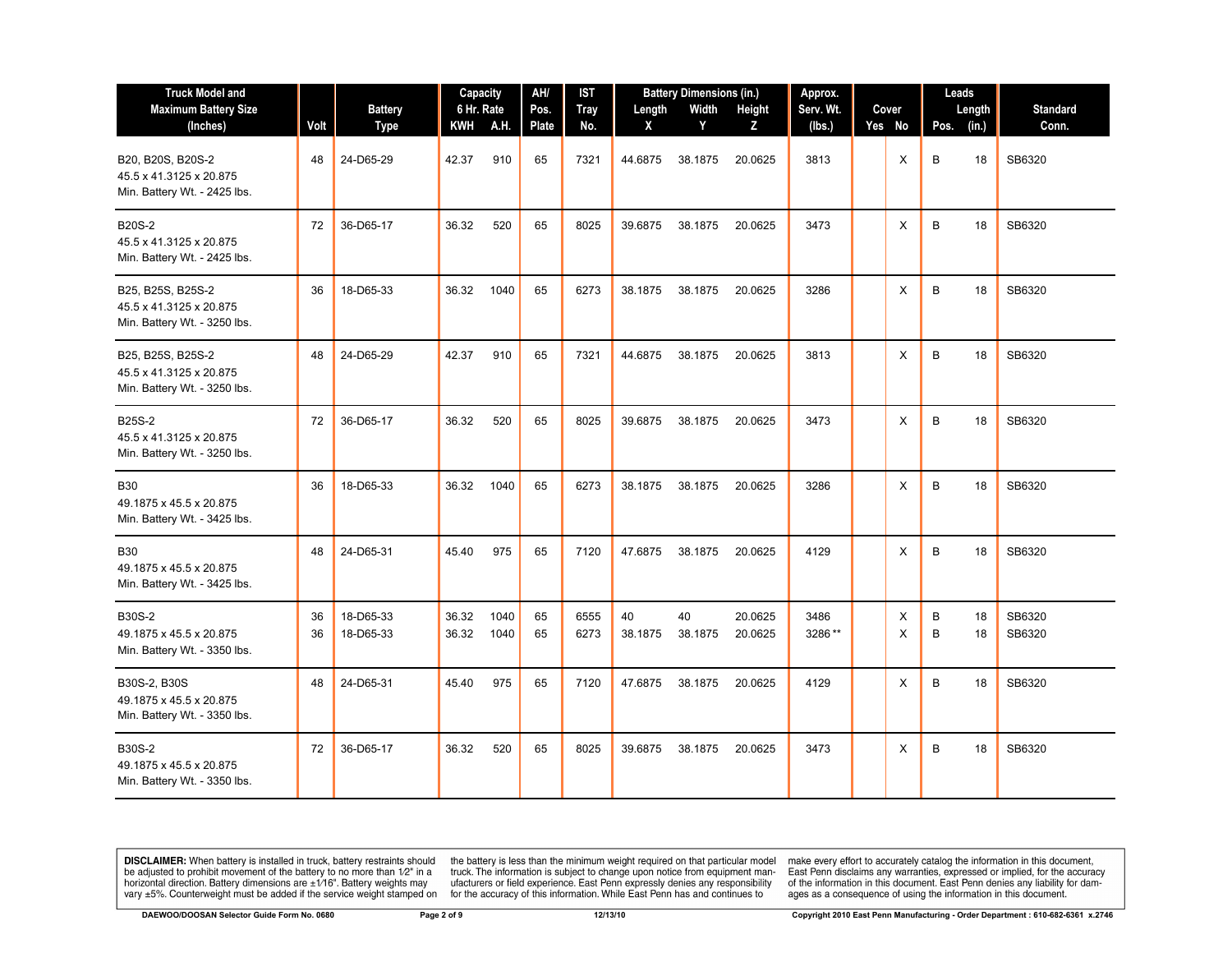| Truck Model and Maximum Battery Size (Inches) | Volt | Battery Type | Capacity 6 Hr. Rate KWH | A.H. | AH/ Pos. Plate | IST Tray No. | Battery Dimensions (in.) Length X | Width Y | Height Z | Approx. Serv. Wt. (lbs.) | Cover Yes | No | Leads Pos. | Length (in.) | Standard Conn. |
|---|---|---|---|---|---|---|---|---|---|---|---|---|---|---|---|
| B20, B20S, B20S-2<br>45.5 x 41.3125 x 20.875<br>Min. Battery Wt. - 2425 lbs. | 48 | 24-D65-29 | 42.37 | 910 | 65 | 7321 | 44.6875 | 38.1875 | 20.0625 | 3813 | | X | B | 18 | SB6320 |
| B20S-2<br>45.5 x 41.3125 x 20.875<br>Min. Battery Wt. - 2425 lbs. | 72 | 36-D65-17 | 36.32 | 520 | 65 | 8025 | 39.6875 | 38.1875 | 20.0625 | 3473 | | X | B | 18 | SB6320 |
| B25, B25S, B25S-2<br>45.5 x 41.3125 x 20.875<br>Min. Battery Wt. - 3250 lbs. | 36 | 18-D65-33 | 36.32 | 1040 | 65 | 6273 | 38.1875 | 38.1875 | 20.0625 | 3286 | | X | B | 18 | SB6320 |
| B25, B25S, B25S-2<br>45.5 x 41.3125 x 20.875<br>Min. Battery Wt. - 3250 lbs. | 48 | 24-D65-29 | 42.37 | 910 | 65 | 7321 | 44.6875 | 38.1875 | 20.0625 | 3813 | | X | B | 18 | SB6320 |
| B25S-2<br>45.5 x 41.3125 x 20.875<br>Min. Battery Wt. - 3250 lbs. | 72 | 36-D65-17 | 36.32 | 520 | 65 | 8025 | 39.6875 | 38.1875 | 20.0625 | 3473 | | X | B | 18 | SB6320 |
| B30<br>49.1875 x 45.5 x 20.875<br>Min. Battery Wt. - 3425 lbs. | 36 | 18-D65-33 | 36.32 | 1040 | 65 | 6273 | 38.1875 | 38.1875 | 20.0625 | 3286 | | X | B | 18 | SB6320 |
| B30<br>49.1875 x 45.5 x 20.875<br>Min. Battery Wt. - 3425 lbs. | 48 | 24-D65-31 | 45.40 | 975 | 65 | 7120 | 47.6875 | 38.1875 | 20.0625 | 4129 | | X | B | 18 | SB6320 |
| B30S-2<br>49.1875 x 45.5 x 20.875<br>Min. Battery Wt. - 3350 lbs. | 36<br>36 | 18-D65-33<br>18-D65-33 | 36.32<br>36.32 | 1040<br>1040 | 65<br>65 | 6555<br>6273 | 40<br>38.1875 | 40<br>38.1875 | 20.0625<br>20.0625 | 3486<br>3286 ** | | X<br>X | B<br>B | 18<br>18 | SB6320<br>SB6320 |
| B30S-2, B30S<br>49.1875 x 45.5 x 20.875<br>Min. Battery Wt. - 3350 lbs. | 48 | 24-D65-31 | 45.40 | 975 | 65 | 7120 | 47.6875 | 38.1875 | 20.0625 | 4129 | | X | B | 18 | SB6320 |
| B30S-2<br>49.1875 x 45.5 x 20.875<br>Min. Battery Wt. - 3350 lbs. | 72 | 36-D65-17 | 36.32 | 520 | 65 | 8025 | 39.6875 | 38.1875 | 20.0625 | 3473 | | X | B | 18 | SB6320 |

**DISCLAIMER:** When battery is installed in truck, battery restraints should be adjusted to prohibit movement of the battery to no more than 1⁄2" in a horizontal direction. Battery dimensions are ±1⁄16". Battery weights may vary ±5%. Counterweight must be added if the service weight stamped on the battery is less than the minimum weight required on that particular model truck. The information is subject to change upon notice from equipment manufacturers or field experience. East Penn expressly denies any responsibility for the accuracy of this information. While East Penn has and continues to make every effort to accurately catalog the information in this document, East Penn disclaims any warranties, expressed or implied, for the accuracy of the information in this document. East Penn denies any liability for damages as a consequence of using the information in this document.

DAEWOO/DOOSAN Selector Guide Form No. 0680 — 12/13/10 — Copyright 2010 East Penn Manufacturing - Order Department : 610-682-6361 x.2746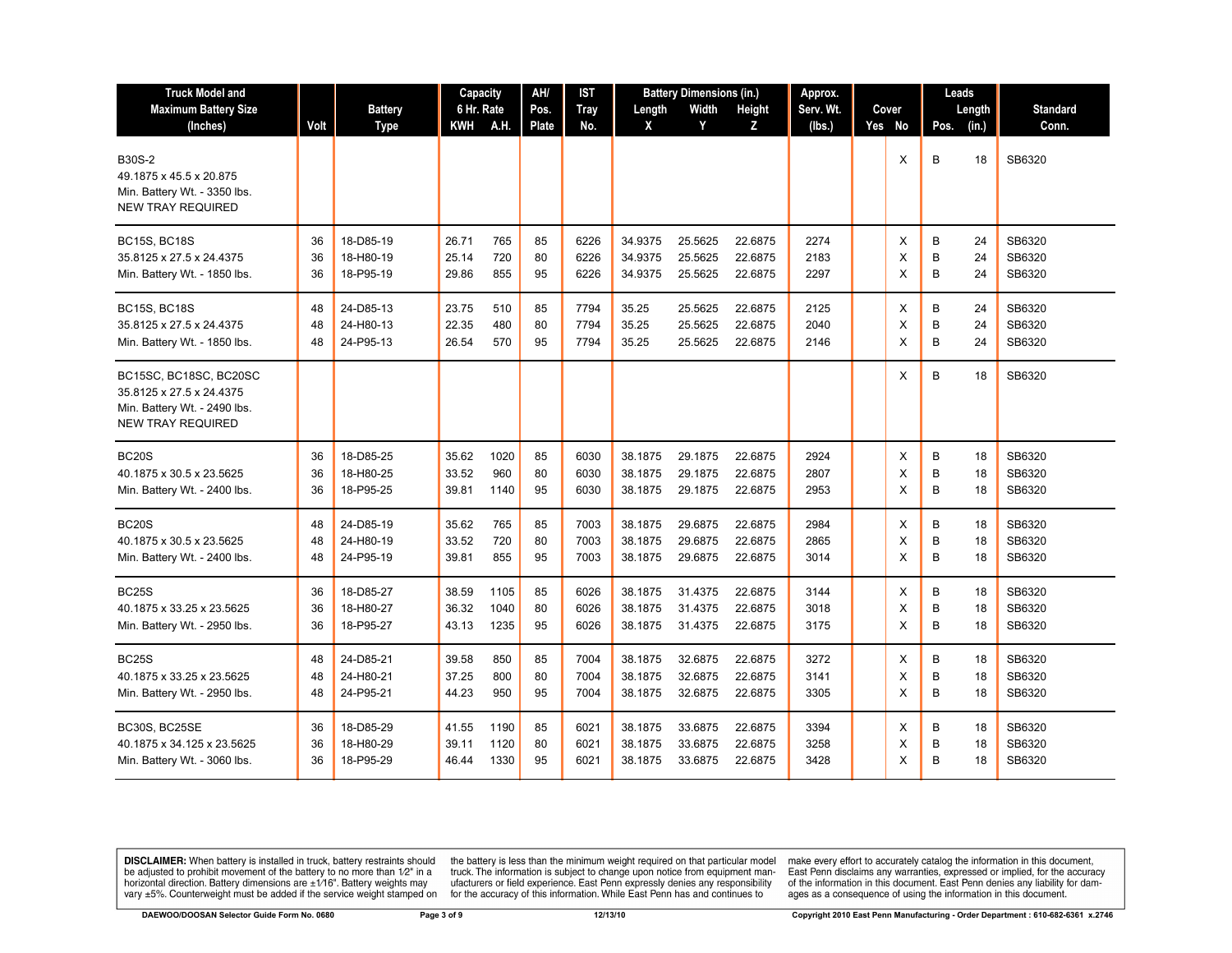| Truck Model and Maximum Battery Size (Inches) | Volt | Battery Type | Capacity 6 Hr. Rate | | AH/ Pos. Plate | IST Tray No. | Battery Dimensions (in.) | | | Approx. Serv. Wt. (lbs.) | Cover | | Leads | | Standard Conn. |
|---|---|---|---|---|---|---|---|---|---|---|---|---|---|---|---|
| | | | KWH | A.H. | | | Length X | Width Y | Height Z | | Yes | No | Pos. | Length (in.) | |
| B30S-2<br>49.1875 x 45.5 x 20.875<br>Min. Battery Wt. - 3350 lbs.<br>NEW TRAY REQUIRED | | | | | | | | | | | | X | B | 18 | SB6320 |
| BC15S, BC18S<br>35.8125 x 27.5 x 24.4375<br>Min. Battery Wt. - 1850 lbs. | 36<br>36<br>36 | 18-D85-19<br>18-H80-19<br>18-P95-19 | 26.71<br>25.14<br>29.86 | 765<br>720<br>855 | 85<br>80<br>95 | 6226<br>6226<br>6226 | 34.9375<br>34.9375<br>34.9375 | 25.5625<br>25.5625<br>25.5625 | 22.6875<br>22.6875<br>22.6875 | 2274<br>2183<br>2297 | | X<br>X<br>X | B<br>B<br>B | 24<br>24<br>24 | SB6320<br>SB6320<br>SB6320 |
| BC15S, BC18S<br>35.8125 x 27.5 x 24.4375<br>Min. Battery Wt. - 1850 lbs. | 48<br>48<br>48 | 24-D85-13<br>24-H80-13<br>24-P95-13 | 23.75<br>22.35<br>26.54 | 510<br>480<br>570 | 85<br>80<br>95 | 7794<br>7794<br>7794 | 35.25<br>35.25<br>35.25 | 25.5625<br>25.5625<br>25.5625 | 22.6875<br>22.6875<br>22.6875 | 2125<br>2040<br>2146 | | X<br>X<br>X | B<br>B<br>B | 24<br>24<br>24 | SB6320<br>SB6320<br>SB6320 |
| BC15SC, BC18SC, BC20SC<br>35.8125 x 27.5 x 24.4375<br>Min. Battery Wt. - 2490 lbs.<br>NEW TRAY REQUIRED | | | | | | | | | | | | X | B | 18 | SB6320 |
| BC20S<br>40.1875 x 30.5 x 23.5625<br>Min. Battery Wt. - 2400 lbs. | 36<br>36<br>36 | 18-D85-25<br>18-H80-25<br>18-P95-25 | 35.62<br>33.52<br>39.81 | 1020<br>960<br>1140 | 85<br>80<br>95 | 6030<br>6030<br>6030 | 38.1875<br>38.1875<br>38.1875 | 29.1875<br>29.1875<br>29.1875 | 22.6875<br>22.6875<br>22.6875 | 2924<br>2807<br>2953 | | X<br>X<br>X | B<br>B<br>B | 18<br>18<br>18 | SB6320<br>SB6320<br>SB6320 |
| BC20S<br>40.1875 x 30.5 x 23.5625<br>Min. Battery Wt. - 2400 lbs. | 48<br>48<br>48 | 24-D85-19<br>24-H80-19<br>24-P95-19 | 35.62<br>33.52<br>39.81 | 765<br>720<br>855 | 85<br>80<br>95 | 7003<br>7003<br>7003 | 38.1875<br>38.1875<br>38.1875 | 29.6875<br>29.6875<br>29.6875 | 22.6875<br>22.6875<br>22.6875 | 2984<br>2865<br>3014 | | X<br>X<br>X | B<br>B<br>B | 18<br>18<br>18 | SB6320<br>SB6320<br>SB6320 |
| BC25S<br>40.1875 x 33.25 x 23.5625<br>Min. Battery Wt. - 2950 lbs. | 36<br>36<br>36 | 18-D85-27<br>18-H80-27<br>18-P95-27 | 38.59<br>36.32<br>43.13 | 1105<br>1040<br>1235 | 85<br>80<br>95 | 6026<br>6026<br>6026 | 38.1875<br>38.1875<br>38.1875 | 31.4375<br>31.4375<br>31.4375 | 22.6875<br>22.6875<br>22.6875 | 3144<br>3018<br>3175 | | X<br>X<br>X | B<br>B<br>B | 18<br>18<br>18 | SB6320<br>SB6320<br>SB6320 |
| BC25S<br>40.1875 x 33.25 x 23.5625<br>Min. Battery Wt. - 2950 lbs. | 48<br>48<br>48 | 24-D85-21<br>24-H80-21<br>24-P95-21 | 39.58<br>37.25<br>44.23 | 850<br>800<br>950 | 85<br>80<br>95 | 7004<br>7004<br>7004 | 38.1875<br>38.1875<br>38.1875 | 32.6875<br>32.6875<br>32.6875 | 22.6875<br>22.6875<br>22.6875 | 3272<br>3141<br>3305 | | X<br>X<br>X | B<br>B<br>B | 18<br>18<br>18 | SB6320<br>SB6320<br>SB6320 |
| BC30S, BC25SE<br>40.1875 x 34.125 x 23.5625<br>Min. Battery Wt. - 3060 lbs. | 36<br>36<br>36 | 18-D85-29<br>18-H80-29<br>18-P95-29 | 41.55<br>39.11<br>46.44 | 1190<br>1120<br>1330 | 85<br>80<br>95 | 6021<br>6021<br>6021 | 38.1875<br>38.1875<br>38.1875 | 33.6875<br>33.6875<br>33.6875 | 22.6875<br>22.6875<br>22.6875 | 3394<br>3258<br>3428 | | X<br>X<br>X | B<br>B<br>B | 18<br>18<br>18 | SB6320<br>SB6320<br>SB6320 |

**DISCLAIMER:** When battery is installed in truck, battery restraints should be adjusted to prohibit movement of the battery to no more than 1⁄2" in a horizontal direction. Battery dimensions are ±1⁄16". Battery weights may vary ±5%. Counterweight must be added if the service weight stamped on the battery is less than the minimum weight required on that particular model truck. The information is subject to change upon notice from equipment manufacturers or field experience. East Penn expressly denies any responsibility for the accuracy of this information. While East Penn has and continues to make every effort to accurately catalog the information in this document, East Penn disclaims any warranties, expressed or implied, for the accuracy of the information in this document. East Penn denies any liability for damages as a consequence of using the information in this document.

DAEWOO/DOOSAN Selector Guide Form No. 0680 — 12/13/10 — Copyright 2010 East Penn Manufacturing - Order Department : 610-682-6361 x.2746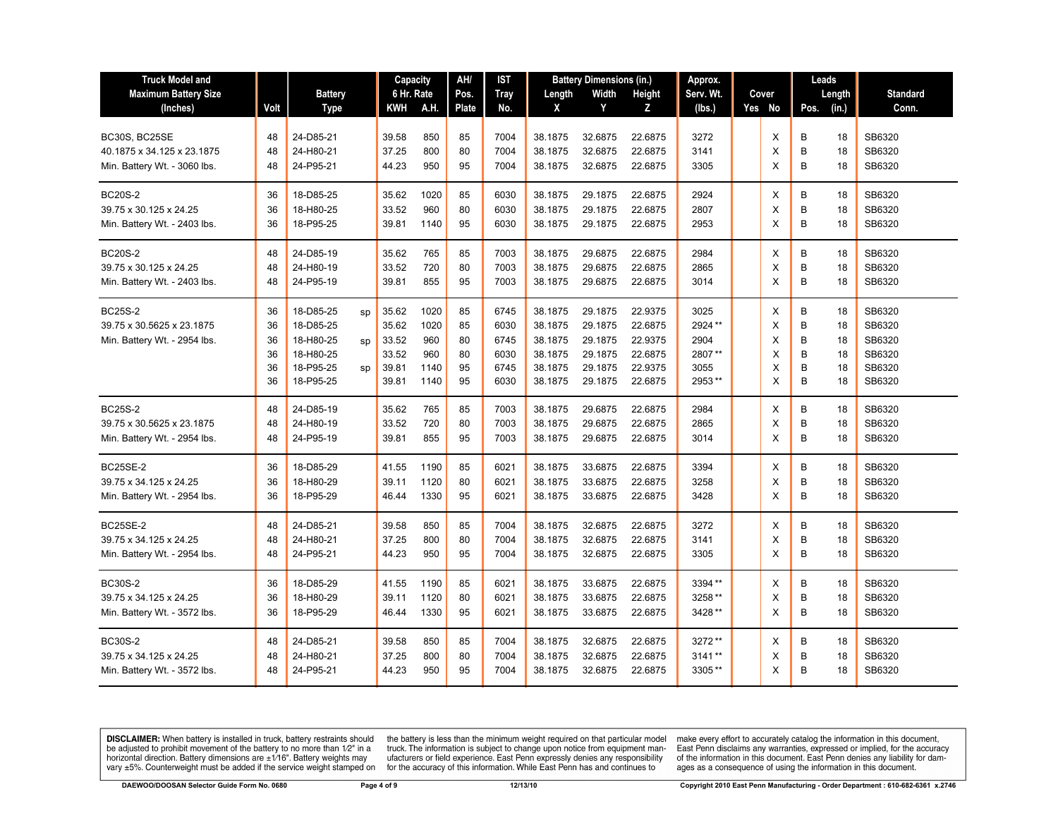| Truck Model and Maximum Battery Size (Inches) | Volt | Battery Type | | Capacity 6 Hr. Rate KWH | A.H. | AH/ Pos. Plate | IST Tray No. | Battery Dimensions (in.) Length X | Width Y | Height Z | Approx. Serv. Wt. (lbs.) | Cover Yes | No | Leads Pos. | Length (in.) | Standard Conn. |
|---|---|---|---|---|---|---|---|---|---|---|---|---|---|---|---|---|
| BC30S, BC25SE | 48 | 24-D85-21 | | 39.58 | 850 | 85 | 7004 | 38.1875 | 32.6875 | 22.6875 | 3272 | | X | B | 18 | SB6320 |
| 40.1875 x 34.125 x 23.1875 | 48 | 24-H80-21 | | 37.25 | 800 | 80 | 7004 | 38.1875 | 32.6875 | 22.6875 | 3141 | | X | B | 18 | SB6320 |
| Min. Battery Wt. - 3060 lbs. | 48 | 24-P95-21 | | 44.23 | 950 | 95 | 7004 | 38.1875 | 32.6875 | 22.6875 | 3305 | | X | B | 18 | SB6320 |
| BC20S-2 | 36 | 18-D85-25 | | 35.62 | 1020 | 85 | 6030 | 38.1875 | 29.1875 | 22.6875 | 2924 | | X | B | 18 | SB6320 |
| 39.75 x 30.125 x 24.25 | 36 | 18-H80-25 | | 33.52 | 960 | 80 | 6030 | 38.1875 | 29.1875 | 22.6875 | 2807 | | X | B | 18 | SB6320 |
| Min. Battery Wt. - 2403 lbs. | 36 | 18-P95-25 | | 39.81 | 1140 | 95 | 6030 | 38.1875 | 29.1875 | 22.6875 | 2953 | | X | B | 18 | SB6320 |
| BC20S-2 | 48 | 24-D85-19 | | 35.62 | 765 | 85 | 7003 | 38.1875 | 29.6875 | 22.6875 | 2984 | | X | B | 18 | SB6320 |
| 39.75 x 30.125 x 24.25 | 48 | 24-H80-19 | | 33.52 | 720 | 80 | 7003 | 38.1875 | 29.6875 | 22.6875 | 2865 | | X | B | 18 | SB6320 |
| Min. Battery Wt. - 2403 lbs. | 48 | 24-P95-19 | | 39.81 | 855 | 95 | 7003 | 38.1875 | 29.6875 | 22.6875 | 3014 | | X | B | 18 | SB6320 |
| BC25S-2 | 36 | 18-D85-25 | sp | 35.62 | 1020 | 85 | 6745 | 38.1875 | 29.1875 | 22.9375 | 3025 | | X | B | 18 | SB6320 |
| 39.75 x 30.5625 x 23.1875 | 36 | 18-D85-25 | | 35.62 | 1020 | 85 | 6030 | 38.1875 | 29.1875 | 22.6875 | 2924 ** | | X | B | 18 | SB6320 |
| Min. Battery Wt. - 2954 lbs. | 36 | 18-H80-25 | sp | 33.52 | 960 | 80 | 6745 | 38.1875 | 29.1875 | 22.9375 | 2904 | | X | B | 18 | SB6320 |
| | 36 | 18-H80-25 | | 33.52 | 960 | 80 | 6030 | 38.1875 | 29.1875 | 22.6875 | 2807 ** | | X | B | 18 | SB6320 |
| | 36 | 18-P95-25 | sp | 39.81 | 1140 | 95 | 6745 | 38.1875 | 29.1875 | 22.9375 | 3055 | | X | B | 18 | SB6320 |
| | 36 | 18-P95-25 | | 39.81 | 1140 | 95 | 6030 | 38.1875 | 29.1875 | 22.6875 | 2953 ** | | X | B | 18 | SB6320 |
| BC25S-2 | 48 | 24-D85-19 | | 35.62 | 765 | 85 | 7003 | 38.1875 | 29.6875 | 22.6875 | 2984 | | X | B | 18 | SB6320 |
| 39.75 x 30.5625 x 23.1875 | 48 | 24-H80-19 | | 33.52 | 720 | 80 | 7003 | 38.1875 | 29.6875 | 22.6875 | 2865 | | X | B | 18 | SB6320 |
| Min. Battery Wt. - 2954 lbs. | 48 | 24-P95-19 | | 39.81 | 855 | 95 | 7003 | 38.1875 | 29.6875 | 22.6875 | 3014 | | X | B | 18 | SB6320 |
| BC25SE-2 | 36 | 18-D85-29 | | 41.55 | 1190 | 85 | 6021 | 38.1875 | 33.6875 | 22.6875 | 3394 | | X | B | 18 | SB6320 |
| 39.75 x 34.125 x 24.25 | 36 | 18-H80-29 | | 39.11 | 1120 | 80 | 6021 | 38.1875 | 33.6875 | 22.6875 | 3258 | | X | B | 18 | SB6320 |
| Min. Battery Wt. - 2954 lbs. | 36 | 18-P95-29 | | 46.44 | 1330 | 95 | 6021 | 38.1875 | 33.6875 | 22.6875 | 3428 | | X | B | 18 | SB6320 |
| BC25SE-2 | 48 | 24-D85-21 | | 39.58 | 850 | 85 | 7004 | 38.1875 | 32.6875 | 22.6875 | 3272 | | X | B | 18 | SB6320 |
| 39.75 x 34.125 x 24.25 | 48 | 24-H80-21 | | 37.25 | 800 | 80 | 7004 | 38.1875 | 32.6875 | 22.6875 | 3141 | | X | B | 18 | SB6320 |
| Min. Battery Wt. - 2954 lbs. | 48 | 24-P95-21 | | 44.23 | 950 | 95 | 7004 | 38.1875 | 32.6875 | 22.6875 | 3305 | | X | B | 18 | SB6320 |
| BC30S-2 | 36 | 18-D85-29 | | 41.55 | 1190 | 85 | 6021 | 38.1875 | 33.6875 | 22.6875 | 3394 ** | | X | B | 18 | SB6320 |
| 39.75 x 34.125 x 24.25 | 36 | 18-H80-29 | | 39.11 | 1120 | 80 | 6021 | 38.1875 | 33.6875 | 22.6875 | 3258 ** | | X | B | 18 | SB6320 |
| Min. Battery Wt. - 3572 lbs. | 36 | 18-P95-29 | | 46.44 | 1330 | 95 | 6021 | 38.1875 | 33.6875 | 22.6875 | 3428 ** | | X | B | 18 | SB6320 |
| BC30S-2 | 48 | 24-D85-21 | | 39.58 | 850 | 85 | 7004 | 38.1875 | 32.6875 | 22.6875 | 3272 ** | | X | B | 18 | SB6320 |
| 39.75 x 34.125 x 24.25 | 48 | 24-H80-21 | | 37.25 | 800 | 80 | 7004 | 38.1875 | 32.6875 | 22.6875 | 3141 ** | | X | B | 18 | SB6320 |
| Min. Battery Wt. - 3572 lbs. | 48 | 24-P95-21 | | 44.23 | 950 | 95 | 7004 | 38.1875 | 32.6875 | 22.6875 | 3305 ** | | X | B | 18 | SB6320 |

**DISCLAIMER:** When battery is installed in truck, battery restraints should be adjusted to prohibit movement of the battery to no more than 1⁄2" in a horizontal direction. Battery dimensions are ±1⁄16". Battery weights may vary ±5%. Counterweight must be added if the service weight stamped on the battery is less than the minimum weight required on that particular model truck. The information is subject to change upon notice from equipment manufacturers or field experience. East Penn expressly denies any responsibility for the accuracy of this information. While East Penn has and continues to make every effort to accurately catalog the information in this document, East Penn disclaims any warranties, expressed or implied, for the accuracy of the information in this document. East Penn denies any liability for damages as a consequence of using the information in this document.

DAEWOO/DOOSAN Selector Guide Form No. 0680 — 12/13/10 — Copyright 2010 East Penn Manufacturing - Order Department : 610-682-6361 x.2746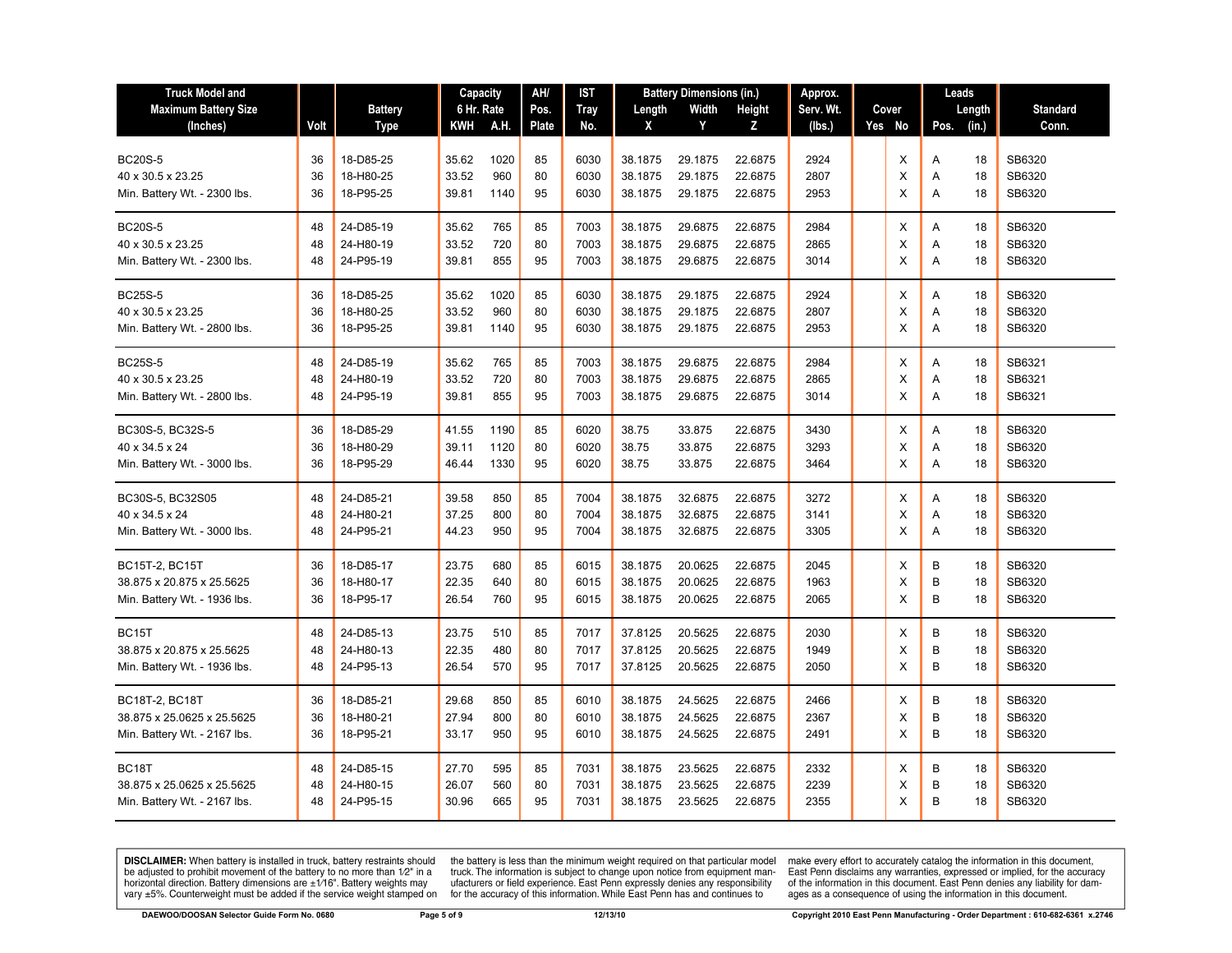| Truck Model and Maximum Battery Size (Inches) | Volt | Battery Type | Capacity 6 Hr. Rate KWH | A.H. | AH/ Pos. Plate | IST Tray No. | Battery Dimensions (in.) Length X | Width Y | Height Z | Approx. Serv. Wt. (lbs.) | Cover Yes | No | Leads Pos. | Length (in.) | Standard Conn. |
|---|---|---|---|---|---|---|---|---|---|---|---|---|---|---|---|
| BC20S-5 | 36 | 18-D85-25 | 35.62 | 1020 | 85 | 6030 | 38.1875 | 29.1875 | 22.6875 | 2924 | | X | A | 18 | SB6320 |
| 40 x 30.5 x 23.25 | 36 | 18-H80-25 | 33.52 | 960 | 80 | 6030 | 38.1875 | 29.1875 | 22.6875 | 2807 | | X | A | 18 | SB6320 |
| Min. Battery Wt. - 2300 lbs. | 36 | 18-P95-25 | 39.81 | 1140 | 95 | 6030 | 38.1875 | 29.1875 | 22.6875 | 2953 | | X | A | 18 | SB6320 |
| BC20S-5 | 48 | 24-D85-19 | 35.62 | 765 | 85 | 7003 | 38.1875 | 29.6875 | 22.6875 | 2984 | | X | A | 18 | SB6320 |
| 40 x 30.5 x 23.25 | 48 | 24-H80-19 | 33.52 | 720 | 80 | 7003 | 38.1875 | 29.6875 | 22.6875 | 2865 | | X | A | 18 | SB6320 |
| Min. Battery Wt. - 2300 lbs. | 48 | 24-P95-19 | 39.81 | 855 | 95 | 7003 | 38.1875 | 29.6875 | 22.6875 | 3014 | | X | A | 18 | SB6320 |
| BC25S-5 | 36 | 18-D85-25 | 35.62 | 1020 | 85 | 6030 | 38.1875 | 29.1875 | 22.6875 | 2924 | | X | A | 18 | SB6320 |
| 40 x 30.5 x 23.25 | 36 | 18-H80-25 | 33.52 | 960 | 80 | 6030 | 38.1875 | 29.1875 | 22.6875 | 2807 | | X | A | 18 | SB6320 |
| Min. Battery Wt. - 2800 lbs. | 36 | 18-P95-25 | 39.81 | 1140 | 95 | 6030 | 38.1875 | 29.1875 | 22.6875 | 2953 | | X | A | 18 | SB6320 |
| BC25S-5 | 48 | 24-D85-19 | 35.62 | 765 | 85 | 7003 | 38.1875 | 29.6875 | 22.6875 | 2984 | | X | A | 18 | SB6321 |
| 40 x 30.5 x 23.25 | 48 | 24-H80-19 | 33.52 | 720 | 80 | 7003 | 38.1875 | 29.6875 | 22.6875 | 2865 | | X | A | 18 | SB6321 |
| Min. Battery Wt. - 2800 lbs. | 48 | 24-P95-19 | 39.81 | 855 | 95 | 7003 | 38.1875 | 29.6875 | 22.6875 | 3014 | | X | A | 18 | SB6321 |
| BC30S-5, BC32S-5 | 36 | 18-D85-29 | 41.55 | 1190 | 85 | 6020 | 38.75 | 33.875 | 22.6875 | 3430 | | X | A | 18 | SB6320 |
| 40 x 34.5 x 24 | 36 | 18-H80-29 | 39.11 | 1120 | 80 | 6020 | 38.75 | 33.875 | 22.6875 | 3293 | | X | A | 18 | SB6320 |
| Min. Battery Wt. - 3000 lbs. | 36 | 18-P95-29 | 46.44 | 1330 | 95 | 6020 | 38.75 | 33.875 | 22.6875 | 3464 | | X | A | 18 | SB6320 |
| BC30S-5, BC32S05 | 48 | 24-D85-21 | 39.58 | 850 | 85 | 7004 | 38.1875 | 32.6875 | 22.6875 | 3272 | | X | A | 18 | SB6320 |
| 40 x 34.5 x 24 | 48 | 24-H80-21 | 37.25 | 800 | 80 | 7004 | 38.1875 | 32.6875 | 22.6875 | 3141 | | X | A | 18 | SB6320 |
| Min. Battery Wt. - 3000 lbs. | 48 | 24-P95-21 | 44.23 | 950 | 95 | 7004 | 38.1875 | 32.6875 | 22.6875 | 3305 | | X | A | 18 | SB6320 |
| BC15T-2, BC15T | 36 | 18-D85-17 | 23.75 | 680 | 85 | 6015 | 38.1875 | 20.0625 | 22.6875 | 2045 | | X | B | 18 | SB6320 |
| 38.875 x 20.875 x 25.5625 | 36 | 18-H80-17 | 22.35 | 640 | 80 | 6015 | 38.1875 | 20.0625 | 22.6875 | 1963 | | X | B | 18 | SB6320 |
| Min. Battery Wt. - 1936 lbs. | 36 | 18-P95-17 | 26.54 | 760 | 95 | 6015 | 38.1875 | 20.0625 | 22.6875 | 2065 | | X | B | 18 | SB6320 |
| BC15T | 48 | 24-D85-13 | 23.75 | 510 | 85 | 7017 | 37.8125 | 20.5625 | 22.6875 | 2030 | | X | B | 18 | SB6320 |
| 38.875 x 20.875 x 25.5625 | 48 | 24-H80-13 | 22.35 | 480 | 80 | 7017 | 37.8125 | 20.5625 | 22.6875 | 1949 | | X | B | 18 | SB6320 |
| Min. Battery Wt. - 1936 lbs. | 48 | 24-P95-13 | 26.54 | 570 | 95 | 7017 | 37.8125 | 20.5625 | 22.6875 | 2050 | | X | B | 18 | SB6320 |
| BC18T-2, BC18T | 36 | 18-D85-21 | 29.68 | 850 | 85 | 6010 | 38.1875 | 24.5625 | 22.6875 | 2466 | | X | B | 18 | SB6320 |
| 38.875 x 25.0625 x 25.5625 | 36 | 18-H80-21 | 27.94 | 800 | 80 | 6010 | 38.1875 | 24.5625 | 22.6875 | 2367 | | X | B | 18 | SB6320 |
| Min. Battery Wt. - 2167 lbs. | 36 | 18-P95-21 | 33.17 | 950 | 95 | 6010 | 38.1875 | 24.5625 | 22.6875 | 2491 | | X | B | 18 | SB6320 |
| BC18T | 48 | 24-D85-15 | 27.70 | 595 | 85 | 7031 | 38.1875 | 23.5625 | 22.6875 | 2332 | | X | B | 18 | SB6320 |
| 38.875 x 25.0625 x 25.5625 | 48 | 24-H80-15 | 26.07 | 560 | 80 | 7031 | 38.1875 | 23.5625 | 22.6875 | 2239 | | X | B | 18 | SB6320 |
| Min. Battery Wt. - 2167 lbs. | 48 | 24-P95-15 | 30.96 | 665 | 95 | 7031 | 38.1875 | 23.5625 | 22.6875 | 2355 | | X | B | 18 | SB6320 |

**DISCLAIMER:** When battery is installed in truck, battery restraints should be adjusted to prohibit movement of the battery to no more than 1⁄2" in a horizontal direction. Battery dimensions are ±1⁄16". Battery weights may vary ±5%. Counterweight must be added if the service weight stamped on the battery is less than the minimum weight required on that particular model truck. The information is subject to change upon notice from equipment manufacturers or field experience. East Penn expressly denies any responsibility for the accuracy of this information. While East Penn has and continues to make every effort to accurately catalog the information in this document, East Penn disclaims any warranties, expressed or implied, for the accuracy of the information in this document. East Penn denies any liability for damages as a consequence of using the information in this document.

DAEWOO/DOOSAN Selector Guide Form No. 0680 | 12/13/10 | Copyright 2010 East Penn Manufacturing - Order Department : 610-682-6361 x.2746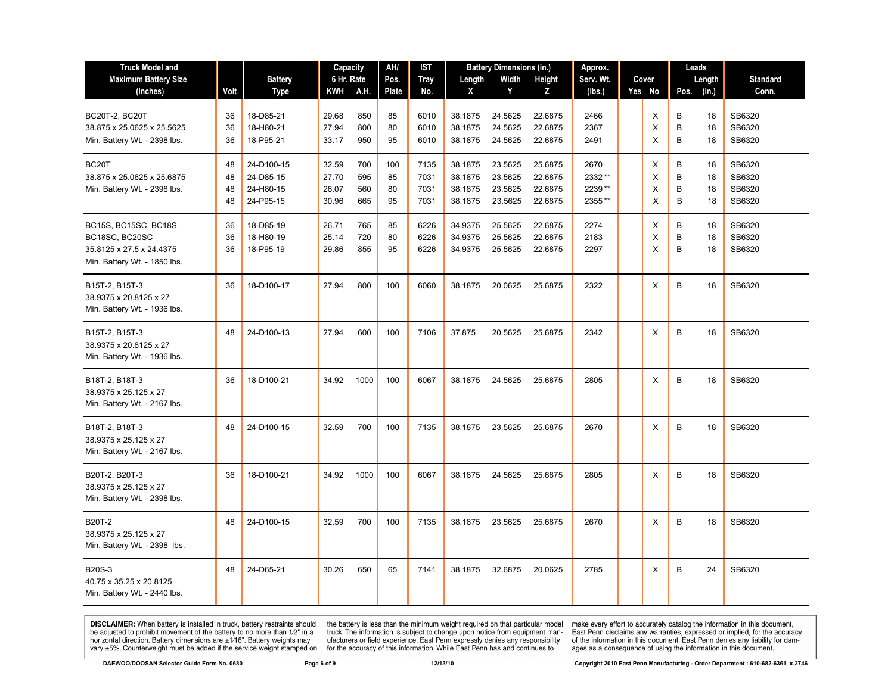| Truck Model and Maximum Battery Size (Inches) | Volt | Battery Type | Capacity 6 Hr. Rate KWH | A.H. | AH/ Pos. Plate | IST Tray No. | Battery Dimensions (in.) Length X | Width Y | Height Z | Approx. Serv. Wt. (lbs.) | Cover Yes | No | Leads Pos. | Length (in.) | Standard Conn. |
|---|---|---|---|---|---|---|---|---|---|---|---|---|---|---|---|
| BC20T-2, BC20T | 36 | 18-D85-21 | 29.68 | 850 | 85 | 6010 | 38.1875 | 24.5625 | 22.6875 | 2466 | | X | B | 18 | SB6320 |
| 38.875 x 25.0625 x 25.5625 | 36 | 18-H80-21 | 27.94 | 800 | 80 | 6010 | 38.1875 | 24.5625 | 22.6875 | 2367 | | X | B | 18 | SB6320 |
| Min. Battery Wt. - 2398 lbs. | 36 | 18-P95-21 | 33.17 | 950 | 95 | 6010 | 38.1875 | 24.5625 | 22.6875 | 2491 | | X | B | 18 | SB6320 |
| BC20T | 48 | 24-D100-15 | 32.59 | 700 | 100 | 7135 | 38.1875 | 23.5625 | 25.6875 | 2670 | | X | B | 18 | SB6320 |
| 38.875 x 25.0625 x 25.6875 | 48 | 24-D85-15 | 27.70 | 595 | 85 | 7031 | 38.1875 | 23.5625 | 22.6875 | 2332 ** | | X | B | 18 | SB6320 |
| Min. Battery Wt. - 2398 lbs. | 48 | 24-H80-15 | 26.07 | 560 | 80 | 7031 | 38.1875 | 23.5625 | 22.6875 | 2239 ** | | X | B | 18 | SB6320 |
| | 48 | 24-P95-15 | 30.96 | 665 | 95 | 7031 | 38.1875 | 23.5625 | 22.6875 | 2355 ** | | X | B | 18 | SB6320 |
| BC15S, BC15SC, BC18S | 36 | 18-D85-19 | 26.71 | 765 | 85 | 6226 | 34.9375 | 25.5625 | 22.6875 | 2274 | | X | B | 18 | SB6320 |
| BC18SC, BC20SC | 36 | 18-H80-19 | 25.14 | 720 | 80 | 6226 | 34.9375 | 25.5625 | 22.6875 | 2183 | | X | B | 18 | SB6320 |
| 35.8125 x 27.5 x 24.4375 | 36 | 18-P95-19 | 29.86 | 855 | 95 | 6226 | 34.9375 | 25.5625 | 22.6875 | 2297 | | X | B | 18 | SB6320 |
| Min. Battery Wt. - 1850 lbs. | | | | | | | | | | | | | | | |
| B15T-2, B15T-3<br>38.9375 x 20.8125 x 27<br>Min. Battery Wt. - 1936 lbs. | 36 | 18-D100-17 | 27.94 | 800 | 100 | 6060 | 38.1875 | 20.0625 | 25.6875 | 2322 | | X | B | 18 | SB6320 |
| B15T-2, B15T-3<br>38.9375 x 20.8125 x 27<br>Min. Battery Wt. - 1936 lbs. | 48 | 24-D100-13 | 27.94 | 600 | 100 | 7106 | 37.875 | 20.5625 | 25.6875 | 2342 | | X | B | 18 | SB6320 |
| B18T-2, B18T-3<br>38.9375 x 25.125 x 27<br>Min. Battery Wt. - 2167 lbs. | 36 | 18-D100-21 | 34.92 | 1000 | 100 | 6067 | 38.1875 | 24.5625 | 25.6875 | 2805 | | X | B | 18 | SB6320 |
| B18T-2, B18T-3<br>38.9375 x 25.125 x 27<br>Min. Battery Wt. - 2167 lbs. | 48 | 24-D100-15 | 32.59 | 700 | 100 | 7135 | 38.1875 | 23.5625 | 25.6875 | 2670 | | X | B | 18 | SB6320 |
| B20T-2, B20T-3<br>38.9375 x 25.125 x 27<br>Min. Battery Wt. - 2398 lbs. | 36 | 18-D100-21 | 34.92 | 1000 | 100 | 6067 | 38.1875 | 24.5625 | 25.6875 | 2805 | | X | B | 18 | SB6320 |
| B20T-2<br>38.9375 x 25.125 x 27<br>Min. Battery Wt. - 2398 lbs. | 48 | 24-D100-15 | 32.59 | 700 | 100 | 7135 | 38.1875 | 23.5625 | 25.6875 | 2670 | | X | B | 18 | SB6320 |
| B20S-3<br>40.75 x 35.25 x 20.8125<br>Min. Battery Wt. - 2440 lbs. | 48 | 24-D65-21 | 30.26 | 650 | 65 | 7141 | 38.1875 | 32.6875 | 20.0625 | 2785 | | X | B | 24 | SB6320 |

**DISCLAIMER:** When battery is installed in truck, battery restraints should be adjusted to prohibit movement of the battery to no more than 1⁄2" in a horizontal direction. Battery dimensions are ±1⁄16". Battery weights may vary ±5%. Counterweight must be added if the service weight stamped on the battery is less than the minimum weight required on that particular model truck. The information is subject to change upon notice from equipment manufacturers or field experience. East Penn expressly denies any responsibility for the accuracy of this information. While East Penn has and continues to make every effort to accurately catalog the information in this document, East Penn disclaims any warranties, expressed or implied, for the accuracy of the information in this document. East Penn denies any liability for damages as a consequence of using the information in this document.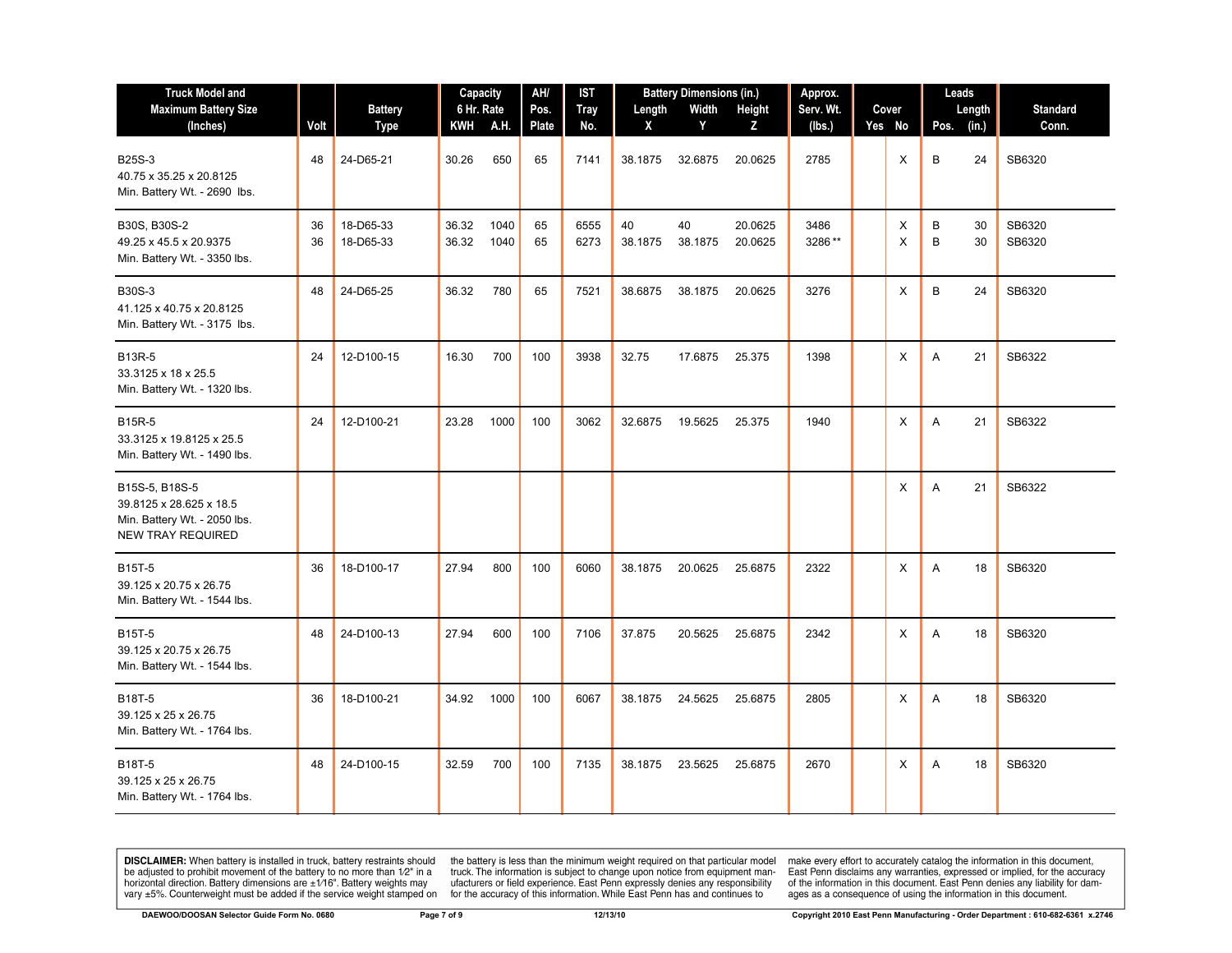| Truck Model and Maximum Battery Size (Inches) | Volt | Battery Type | Capacity 6 Hr. Rate | | AH/ Pos. Plate | IST Tray No. | Battery Dimensions (in.) | | | Approx. Serv. Wt. (lbs.) | Cover | | Leads | | Standard Conn. |
|---|---|---|---|---|---|---|---|---|---|---|---|---|---|---|---|
| | | | KWH | A.H. | | | Length X | Width Y | Height Z | | Yes | No | Pos. | Length (in.) | |
| B25S-3<br>40.75 x 35.25 x 20.8125<br>Min. Battery Wt. - 2690 lbs. | 48 | 24-D65-21 | 30.26 | 650 | 65 | 7141 | 38.1875 | 32.6875 | 20.0625 | 2785 | | X | B | 24 | SB6320 |
| B30S, B30S-2<br>49.25 x 45.5 x 20.9375<br>Min. Battery Wt. - 3350 lbs. | 36<br>36 | 18-D65-33<br>18-D65-33 | 36.32<br>36.32 | 1040<br>1040 | 65<br>65 | 6555<br>6273 | 40<br>38.1875 | 40<br>38.1875 | 20.0625<br>20.0625 | 3486<br>3286** | | X<br>X | B<br>B | 30<br>30 | SB6320<br>SB6320 |
| B30S-3<br>41.125 x 40.75 x 20.8125<br>Min. Battery Wt. - 3175 lbs. | 48 | 24-D65-25 | 36.32 | 780 | 65 | 7521 | 38.6875 | 38.1875 | 20.0625 | 3276 | | X | B | 24 | SB6320 |
| B13R-5<br>33.3125 x 18 x 25.5<br>Min. Battery Wt. - 1320 lbs. | 24 | 12-D100-15 | 16.30 | 700 | 100 | 3938 | 32.75 | 17.6875 | 25.375 | 1398 | | X | A | 21 | SB6322 |
| B15R-5<br>33.3125 x 19.8125 x 25.5<br>Min. Battery Wt. - 1490 lbs. | 24 | 12-D100-21 | 23.28 | 1000 | 100 | 3062 | 32.6875 | 19.5625 | 25.375 | 1940 | | X | A | 21 | SB6322 |
| B15S-5, B18S-5<br>39.8125 x 28.625 x 18.5<br>Min. Battery Wt. - 2050 lbs.<br>NEW TRAY REQUIRED | | | | | | | | | | | | X | A | 21 | SB6322 |
| B15T-5<br>39.125 x 20.75 x 26.75<br>Min. Battery Wt. - 1544 lbs. | 36 | 18-D100-17 | 27.94 | 800 | 100 | 6060 | 38.1875 | 20.0625 | 25.6875 | 2322 | | X | A | 18 | SB6320 |
| B15T-5<br>39.125 x 20.75 x 26.75<br>Min. Battery Wt. - 1544 lbs. | 48 | 24-D100-13 | 27.94 | 600 | 100 | 7106 | 37.875 | 20.5625 | 25.6875 | 2342 | | X | A | 18 | SB6320 |
| B18T-5<br>39.125 x 25 x 26.75<br>Min. Battery Wt. - 1764 lbs. | 36 | 18-D100-21 | 34.92 | 1000 | 100 | 6067 | 38.1875 | 24.5625 | 25.6875 | 2805 | | X | A | 18 | SB6320 |
| B18T-5<br>39.125 x 25 x 26.75<br>Min. Battery Wt. - 1764 lbs. | 48 | 24-D100-15 | 32.59 | 700 | 100 | 7135 | 38.1875 | 23.5625 | 25.6875 | 2670 | | X | A | 18 | SB6320 |

**DISCLAIMER:** When battery is installed in truck, battery restraints should be adjusted to prohibit movement of the battery to no more than 1⁄2" in a horizontal direction. Battery dimensions are ±1⁄16". Battery weights may vary ±5%. Counterweight must be added if the service weight stamped on the battery is less than the minimum weight required on that particular model truck. The information is subject to change upon notice from equipment manufacturers or field experience. East Penn expressly denies any responsibility for the accuracy of this information. While East Penn has and continues to make every effort to accurately catalog the information in this document, East Penn disclaims any warranties, expressed or implied, for the accuracy of the information in this document. East Penn denies any liability for damages as a consequence of using the information in this document.

DAEWOO/DOOSAN Selector Guide Form No. 0680 — 12/13/10 — Copyright 2010 East Penn Manufacturing - Order Department : 610-682-6361 x.2746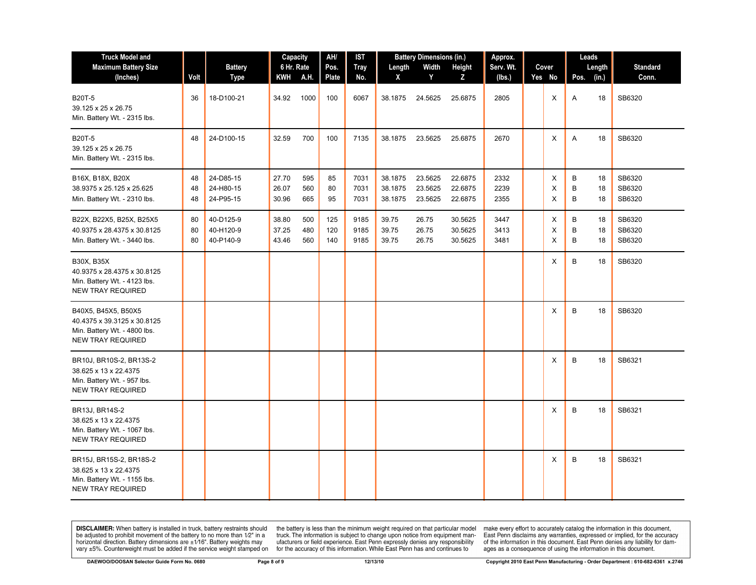| Truck Model and Maximum Battery Size (Inches) | Volt | Battery Type | Capacity 6 Hr. Rate KWH | A.H. | AH/ Pos. Plate | IST Tray No. | Battery Dimensions (in.) Length X | Width Y | Height Z | Approx. Serv. Wt. (lbs.) | Cover Yes | No | Leads Pos. | Length (in.) | Standard Conn. |
|---|---|---|---|---|---|---|---|---|---|---|---|---|---|---|---|
| B20T-5<br>39.125 x 25 x 26.75<br>Min. Battery Wt. - 2315 lbs. | 36 | 18-D100-21 | 34.92 | 1000 | 100 | 6067 | 38.1875 | 24.5625 | 25.6875 | 2805 | | X | A | 18 | SB6320 |
| B20T-5<br>39.125 x 25 x 26.75<br>Min. Battery Wt. - 2315 lbs. | 48 | 24-D100-15 | 32.59 | 700 | 100 | 7135 | 38.1875 | 23.5625 | 25.6875 | 2670 | | X | A | 18 | SB6320 |
| B16X, B18X, B20X<br>38.9375 x 25.125 x 25.625<br>Min. Battery Wt. - 2310 lbs. | 48<br>48<br>48 | 24-D85-15<br>24-H80-15<br>24-P95-15 | 27.70<br>26.07<br>30.96 | 595<br>560<br>665 | 85<br>80<br>95 | 7031<br>7031<br>7031 | 38.1875<br>38.1875<br>38.1875 | 23.5625<br>23.5625<br>23.5625 | 22.6875<br>22.6875<br>22.6875 | 2332<br>2239<br>2355 | | X<br>X<br>X | B<br>B<br>B | 18<br>18<br>18 | SB6320<br>SB6320<br>SB6320 |
| B22X, B22X5, B25X, B25X5<br>40.9375 x 28.4375 x 30.8125<br>Min. Battery Wt. - 3440 lbs. | 80<br>80<br>80 | 40-D125-9<br>40-H120-9<br>40-P140-9 | 38.80<br>37.25<br>43.46 | 500<br>480<br>560 | 125<br>120<br>140 | 9185<br>9185<br>9185 | 39.75<br>39.75<br>39.75 | 26.75<br>26.75<br>26.75 | 30.5625<br>30.5625<br>30.5625 | 3447<br>3413<br>3481 | | X<br>X<br>X | B<br>B<br>B | 18<br>18<br>18 | SB6320<br>SB6320<br>SB6320 |
| B30X, B35X<br>40.9375 x 28.4375 x 30.8125<br>Min. Battery Wt. - 4123 lbs.<br>NEW TRAY REQUIRED | | | | | | | | | | | | X | B | 18 | SB6320 |
| B40X5, B45X5, B50X5<br>40.4375 x 39.3125 x 30.8125<br>Min. Battery Wt. - 4800 lbs.<br>NEW TRAY REQUIRED | | | | | | | | | | | | X | B | 18 | SB6320 |
| BR10J, BR10S-2, BR13S-2<br>38.625 x 13 x 22.4375<br>Min. Battery Wt. - 957 lbs.<br>NEW TRAY REQUIRED | | | | | | | | | | | | X | B | 18 | SB6321 |
| BR13J, BR14S-2<br>38.625 x 13 x 22.4375<br>Min. Battery Wt. - 1067 lbs.<br>NEW TRAY REQUIRED | | | | | | | | | | | | X | B | 18 | SB6321 |
| BR15J, BR15S-2, BR18S-2<br>38.625 x 13 x 22.4375<br>Min. Battery Wt. - 1155 lbs.<br>NEW TRAY REQUIRED | | | | | | | | | | | | X | B | 18 | SB6321 |

**DISCLAIMER:** When battery is installed in truck, battery restraints should be adjusted to prohibit movement of the battery to no more than 1⁄2" in a horizontal direction. Battery dimensions are ±1⁄16". Battery weights may vary ±5%. Counterweight must be added if the service weight stamped on the battery is less than the minimum weight required on that particular model truck. The information is subject to change upon notice from equipment manufacturers or field experience. East Penn expressly denies any responsibility for the accuracy of this information. While East Penn has and continues to make every effort to accurately catalog the information in this document, East Penn disclaims any warranties, expressed or implied, for the accuracy of the information in this document. East Penn denies any liability for damages as a consequence of using the information in this document.

DAEWOO/DOOSAN Selector Guide Form No. 0680 | 12/13/10 | Copyright 2010 East Penn Manufacturing - Order Department : 610-682-6361 x.2746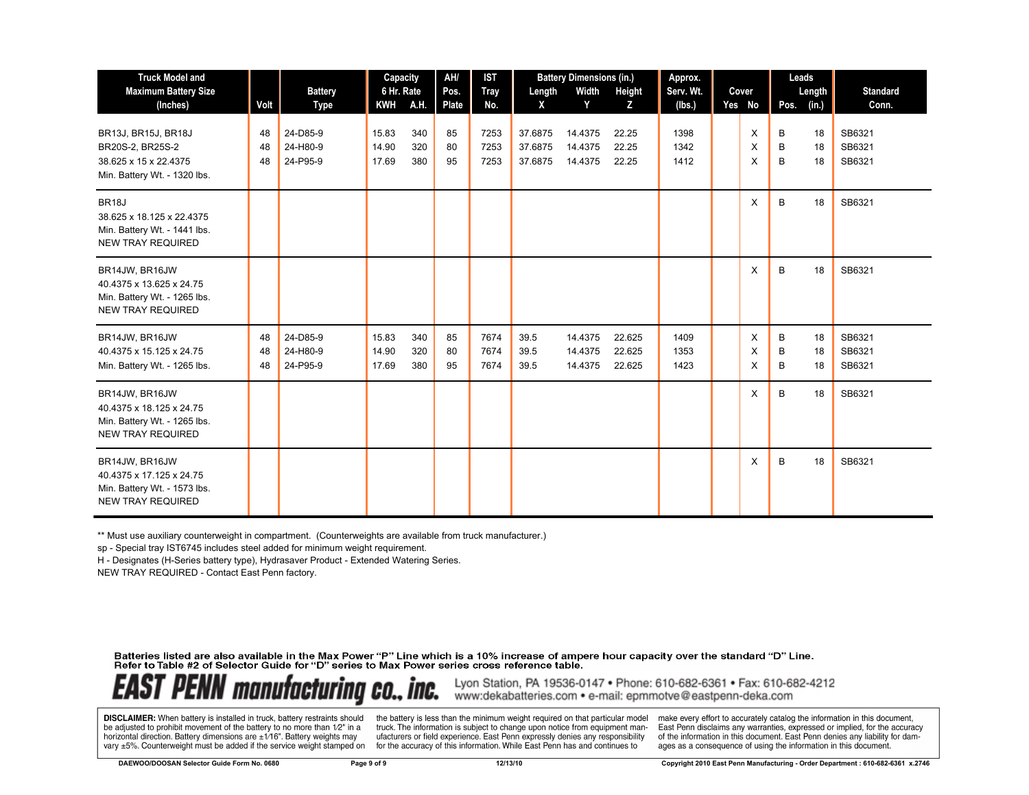| Truck Model and Maximum Battery Size (Inches) | Volt | Battery Type | Capacity 6 Hr. Rate | | AH/ Pos. Plate | IST Tray No. | Battery Dimensions (in.) | | | Approx. Serv. Wt. (lbs.) | Cover | | Leads | | Standard Conn. |
|---|---|---|---|---|---|---|---|---|---|---|---|---|---|---|---|
| | | | KWH | A.H. | | | Length X | Width Y | Height Z | | Yes | No | Pos. | Length (in.) | |
| BR13J, BR15J, BR18J<br>BR20S-2, BR25S-2<br>38.625 x 15 x 22.4375<br>Min. Battery Wt. - 1320 lbs. | 48<br>48<br>48 | 24-D85-9<br>24-H80-9<br>24-P95-9 | 15.83<br>14.90<br>17.69 | 340<br>320<br>380 | 85<br>80<br>95 | 7253<br>7253<br>7253 | 37.6875<br>37.6875<br>37.6875 | 14.4375<br>14.4375<br>14.4375 | 22.25<br>22.25<br>22.25 | 1398<br>1342<br>1412 | | X<br>X<br>X | B<br>B<br>B | 18<br>18<br>18 | SB6321<br>SB6321<br>SB6321 |
| BR18J<br>38.625 x 18.125 x 22.4375<br>Min. Battery Wt. - 1441 lbs.<br>NEW TRAY REQUIRED | | | | | | | | | | | | X | B | 18 | SB6321 |
| BR14JW, BR16JW<br>40.4375 x 13.625 x 24.75<br>Min. Battery Wt. - 1265 lbs.<br>NEW TRAY REQUIRED | | | | | | | | | | | | X | B | 18 | SB6321 |
| BR14JW, BR16JW<br>40.4375 x 15.125 x 24.75<br>Min. Battery Wt. - 1265 lbs. | 48<br>48<br>48 | 24-D85-9<br>24-H80-9<br>24-P95-9 | 15.83<br>14.90<br>17.69 | 340<br>320<br>380 | 85<br>80<br>95 | 7674<br>7674<br>7674 | 39.5<br>39.5<br>39.5 | 14.4375<br>14.4375<br>14.4375 | 22.625<br>22.625<br>22.625 | 1409<br>1353<br>1423 | | X<br>X<br>X | B<br>B<br>B | 18<br>18<br>18 | SB6321<br>SB6321<br>SB6321 |
| BR14JW, BR16JW<br>40.4375 x 18.125 x 24.75<br>Min. Battery Wt. - 1265 lbs.<br>NEW TRAY REQUIRED | | | | | | | | | | | | X | B | 18 | SB6321 |
| BR14JW, BR16JW<br>40.4375 x 17.125 x 24.75<br>Min. Battery Wt. - 1573 lbs.<br>NEW TRAY REQUIRED | | | | | | | | | | | | X | B | 18 | SB6321 |

** Must use auxiliary counterweight in compartment. (Counterweights are available from truck manufacturer.)

sp - Special tray IST6745 includes steel added for minimum weight requirement.

H - Designates (H-Series battery type), Hydrasaver Product - Extended Watering Series.

NEW TRAY REQUIRED - Contact East Penn factory.

**Batteries listed are also available in the Max Power "P" Line which is a 10% increase of ampere hour capacity over the standard "D" Line. Refer to Table #2 of Selector Guide for "D" series to Max Power series cross reference table.**

**EAST PENN manufacturing co., inc.** Lyon Station, PA 19536-0147 • Phone: 610-682-6361 • Fax: 610-682-4212
www.dekabatteries.com • e-mail: epmmotve@eastpenn-deka.com

**DISCLAIMER:** When battery is installed in truck, battery restraints should be adjusted to prohibit movement of the battery to no more than 1/2" in a horizontal direction. Battery dimensions are ±1/16". Battery weights may vary ±5%. Counterweight must be added if the service weight stamped on the battery is less than the minimum weight required on that particular model truck. The information is subject to change upon notice from equipment manufacturers or field experience. East Penn expressly denies any responsibility for the accuracy of this information. While East Penn has and continues to make every effort to accurately catalog the information in this document, East Penn disclaims any warranties, expressed or implied, for the accuracy of the information in this document. East Penn denies any liability for damages as a consequence of using the information in this document.

DAEWOO/DOOSAN Selector Guide Form No. 0680 | 12/13/10 | Copyright 2010 East Penn Manufacturing - Order Department : 610-682-6361 x.2746